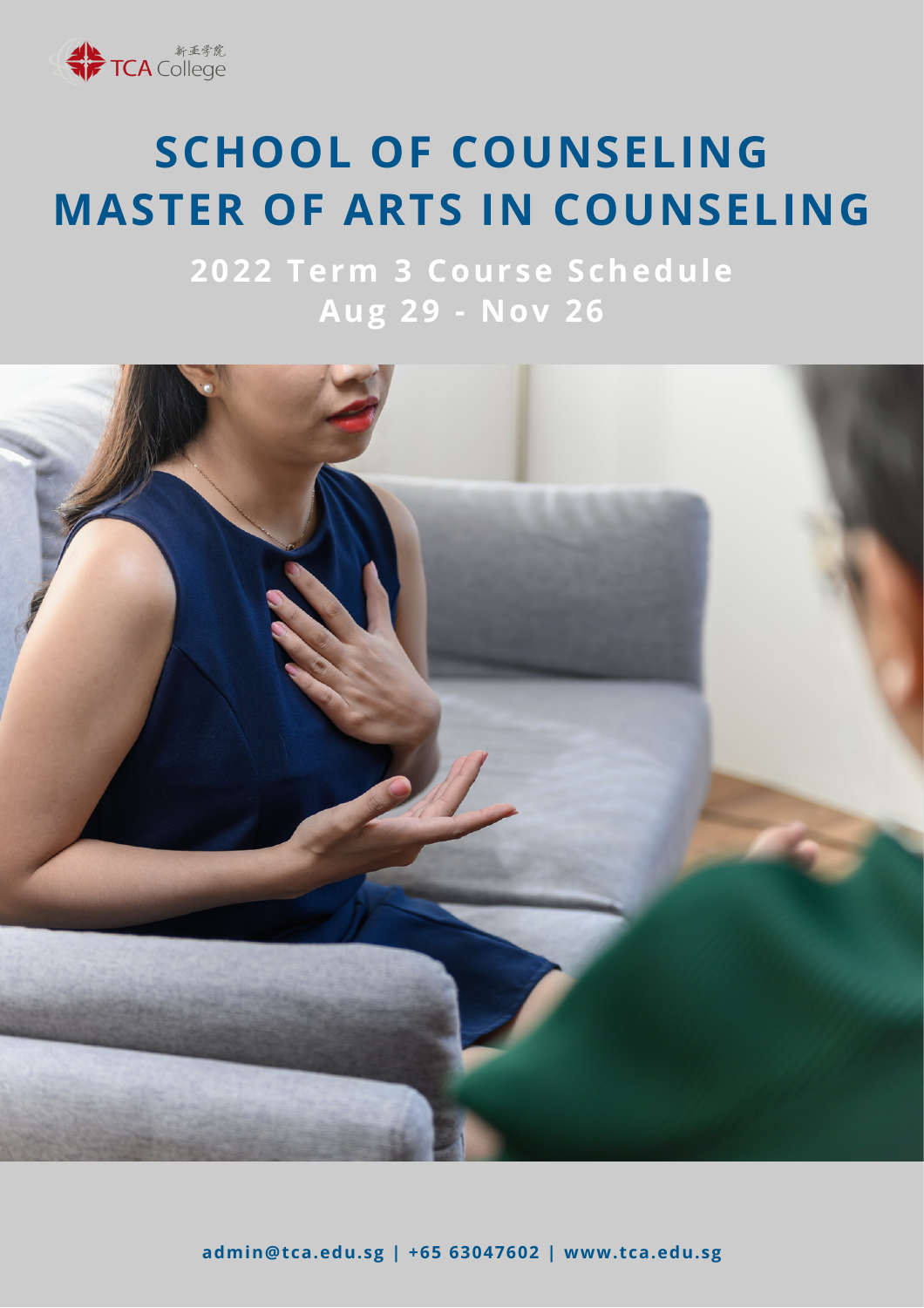新亚学院 TCA College

# SCHOOL OF COUNSELING
# MASTER OF ARTS IN COUNSELING

## 2022 Term 3 Course Schedule
## Aug 29 - Nov 26

**admin@tca.edu.sg | +65 63047602 | www.tca.edu.sg**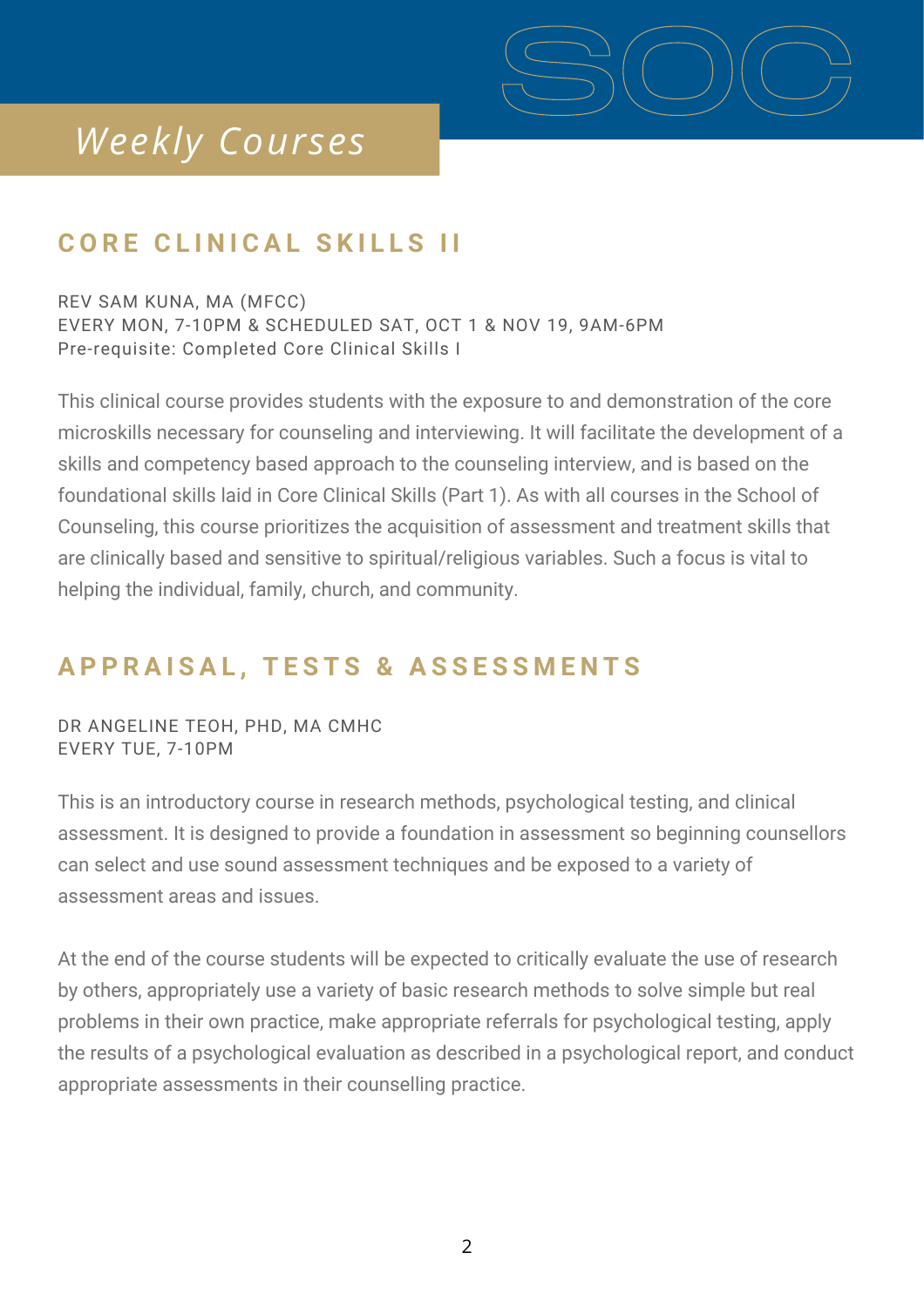# *Weekly Courses*

## CORE CLINICAL SKILLS II

REV SAM KUNA, MA (MFCC)
EVERY MON, 7-10PM & SCHEDULED SAT, OCT 1 & NOV 19, 9AM-6PM
Pre-requisite: Completed Core Clinical Skills I

This clinical course provides students with the exposure to and demonstration of the core microskills necessary for counseling and interviewing. It will facilitate the development of a skills and competency based approach to the counseling interview, and is based on the foundational skills laid in Core Clinical Skills (Part 1). As with all courses in the School of Counseling, this course prioritizes the acquisition of assessment and treatment skills that are clinically based and sensitive to spiritual/religious variables. Such a focus is vital to helping the individual, family, church, and community.

## APPRAISAL, TESTS & ASSESSMENTS

DR ANGELINE TEOH, PHD, MA CMHC
EVERY TUE, 7-10PM

This is an introductory course in research methods, psychological testing, and clinical assessment. It is designed to provide a foundation in assessment so beginning counsellors can select and use sound assessment techniques and be exposed to a variety of assessment areas and issues.

At the end of the course students will be expected to critically evaluate the use of research by others, appropriately use a variety of basic research methods to solve simple but real problems in their own practice, make appropriate referrals for psychological testing, apply the results of a psychological evaluation as described in a psychological report, and conduct appropriate assessments in their counselling practice.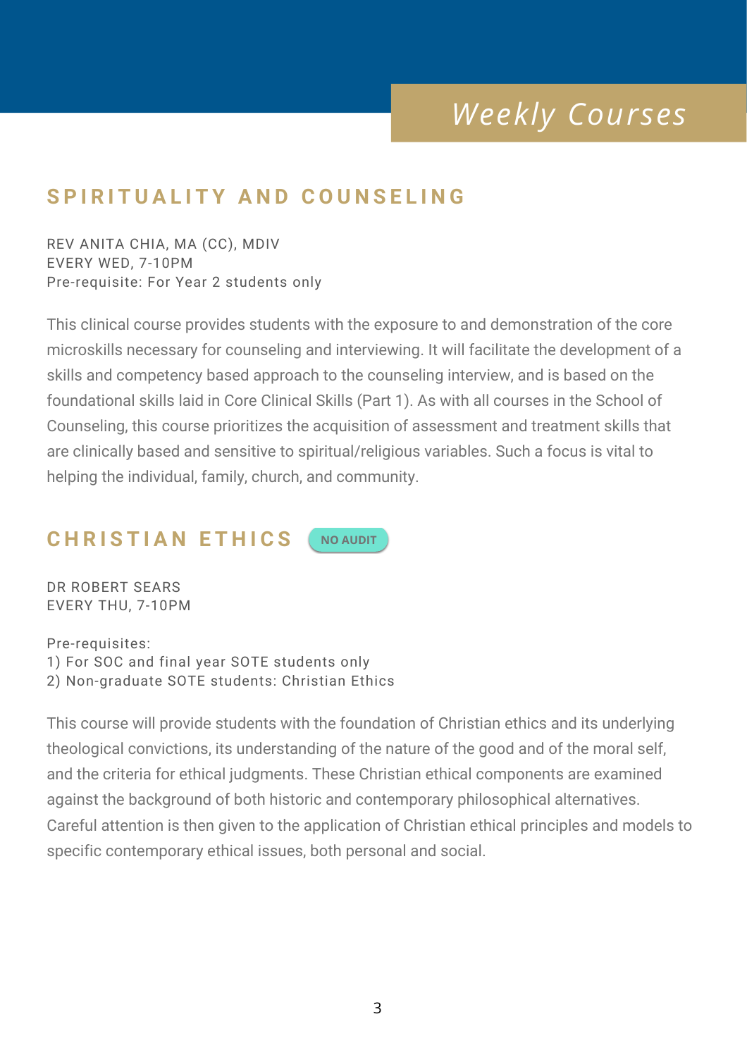# *Weekly Courses*

## SPIRITUALITY AND COUNSELING

REV ANITA CHIA, MA (CC), MDIV
EVERY WED, 7-10PM
Pre-requisite: For Year 2 students only

This clinical course provides students with the exposure to and demonstration of the core microskills necessary for counseling and interviewing. It will facilitate the development of a skills and competency based approach to the counseling interview, and is based on the foundational skills laid in Core Clinical Skills (Part 1). As with all courses in the School of Counseling, this course prioritizes the acquisition of assessment and treatment skills that are clinically based and sensitive to spiritual/religious variables. Such a focus is vital to helping the individual, family, church, and community.

## CHRISTIAN ETHICS

**NO AUDIT**

DR ROBERT SEARS
EVERY THU, 7-10PM

Pre-requisites:
1) For SOC and final year SOTE students only
2) Non-graduate SOTE students: Christian Ethics

This course will provide students with the foundation of Christian ethics and its underlying theological convictions, its understanding of the nature of the good and of the moral self, and the criteria for ethical judgments. These Christian ethical components are examined against the background of both historic and contemporary philosophical alternatives. Careful attention is then given to the application of Christian ethical principles and models to specific contemporary ethical issues, both personal and social.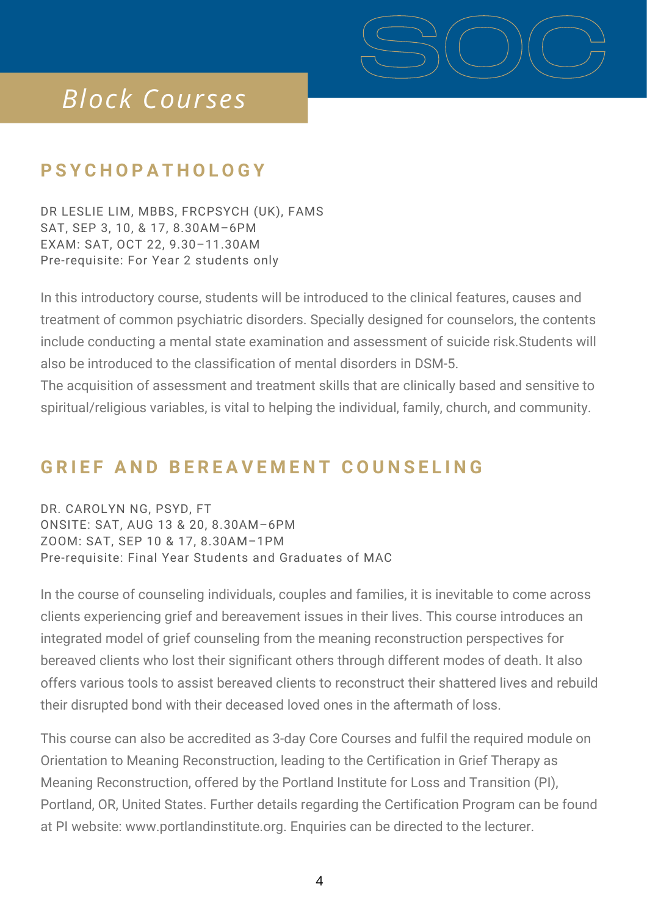# Block Courses

## PSYCHOPATHOLOGY

DR LESLIE LIM, MBBS, FRCPSYCH (UK), FAMS
SAT, SEP 3, 10, & 17, 8.30AM–6PM
EXAM: SAT, OCT 22, 9.30–11.30AM
Pre-requisite: For Year 2 students only

In this introductory course, students will be introduced to the clinical features, causes and treatment of common psychiatric disorders. Specially designed for counselors, the contents include conducting a mental state examination and assessment of suicide risk.Students will also be introduced to the classification of mental disorders in DSM-5.
The acquisition of assessment and treatment skills that are clinically based and sensitive to spiritual/religious variables, is vital to helping the individual, family, church, and community.

## GRIEF AND BEREAVEMENT COUNSELING

DR. CAROLYN NG, PSYD, FT
ONSITE: SAT, AUG 13 & 20, 8.30AM–6PM
ZOOM: SAT, SEP 10 & 17, 8.30AM–1PM
Pre-requisite: Final Year Students and Graduates of MAC

In the course of counseling individuals, couples and families, it is inevitable to come across clients experiencing grief and bereavement issues in their lives. This course introduces an integrated model of grief counseling from the meaning reconstruction perspectives for bereaved clients who lost their significant others through different modes of death. It also offers various tools to assist bereaved clients to reconstruct their shattered lives and rebuild their disrupted bond with their deceased loved ones in the aftermath of loss.

This course can also be accredited as 3-day Core Courses and fulfil the required module on Orientation to Meaning Reconstruction, leading to the Certification in Grief Therapy as Meaning Reconstruction, offered by the Portland Institute for Loss and Transition (PI), Portland, OR, United States. Further details regarding the Certification Program can be found at PI website: www.portlandinstitute.org. Enquiries can be directed to the lecturer.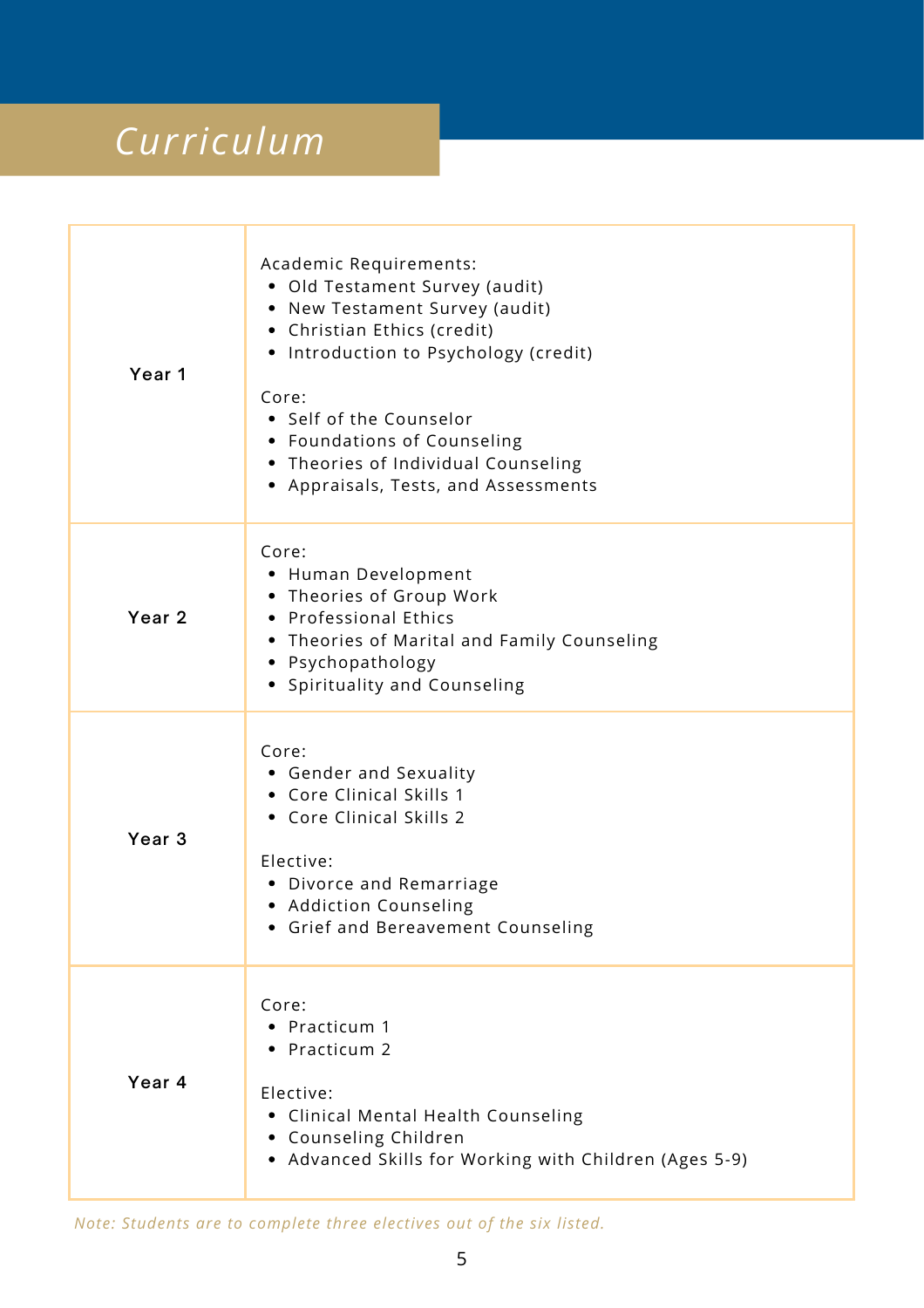# Curriculum

| | |
|---|---|
| **Year 1** | Academic Requirements:<br>• Old Testament Survey (audit)<br>• New Testament Survey (audit)<br>• Christian Ethics (credit)<br>• Introduction to Psychology (credit)<br><br>Core:<br>• Self of the Counselor<br>• Foundations of Counseling<br>• Theories of Individual Counseling<br>• Appraisals, Tests, and Assessments |
| **Year 2** | Core:<br>• Human Development<br>• Theories of Group Work<br>• Professional Ethics<br>• Theories of Marital and Family Counseling<br>• Psychopathology<br>• Spirituality and Counseling |
| **Year 3** | Core:<br>• Gender and Sexuality<br>• Core Clinical Skills 1<br>• Core Clinical Skills 2<br><br>Elective:<br>• Divorce and Remarriage<br>• Addiction Counseling<br>• Grief and Bereavement Counseling |
| **Year 4** | Core:<br>• Practicum 1<br>• Practicum 2<br><br>Elective:<br>• Clinical Mental Health Counseling<br>• Counseling Children<br>• Advanced Skills for Working with Children (Ages 5-9) |

*Note: Students are to complete three electives out of the six listed.*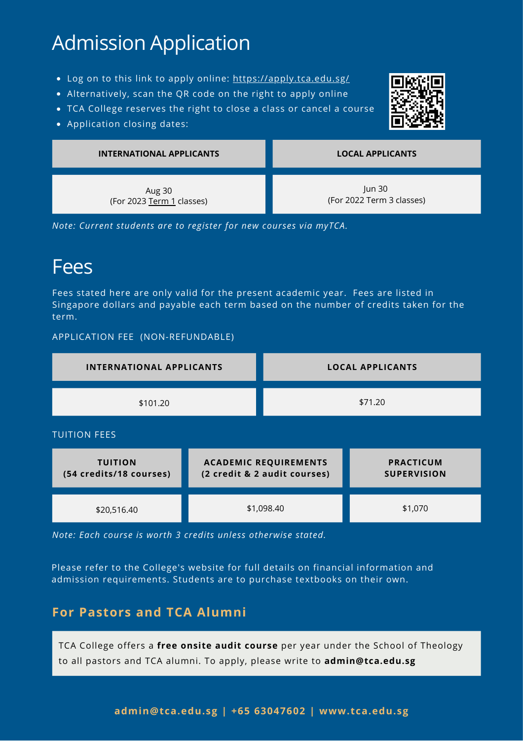# Admission Application

- Log on to this link to apply online: https://apply.tca.edu.sg/
- Alternatively, scan the QR code on the right to apply online
- TCA College reserves the right to close a class or cancel a course
- Application closing dates:

| INTERNATIONAL APPLICANTS | LOCAL APPLICANTS |
|---|---|
| Aug 30 (For 2023 Term 1 classes) | Jun 30 (For 2022 Term 3 classes) |

*Note: Current students are to register for new courses via myTCA.*

# Fees

Fees stated here are only valid for the present academic year. Fees are listed in Singapore dollars and payable each term based on the number of credits taken for the term.

APPLICATION FEE (NON-REFUNDABLE)

| INTERNATIONAL APPLICANTS | LOCAL APPLICANTS |
|---|---|
| $101.20 | $71.20 |

TUITION FEES

| TUITION (54 credits/18 courses) | ACADEMIC REQUIREMENTS (2 credit & 2 audit courses) | PRACTICUM SUPERVISION |
|---|---|---|
| $20,516.40 | $1,098.40 | $1,070 |

*Note: Each course is worth 3 credits unless otherwise stated.*

Please refer to the College's website for full details on financial information and admission requirements. Students are to purchase textbooks on their own.

## For Pastors and TCA Alumni

TCA College offers a **free onsite audit course** per year under the School of Theology to all pastors and TCA alumni. To apply, please write to **admin@tca.edu.sg**

**admin@tca.edu.sg | +65 63047602 | www.tca.edu.sg**